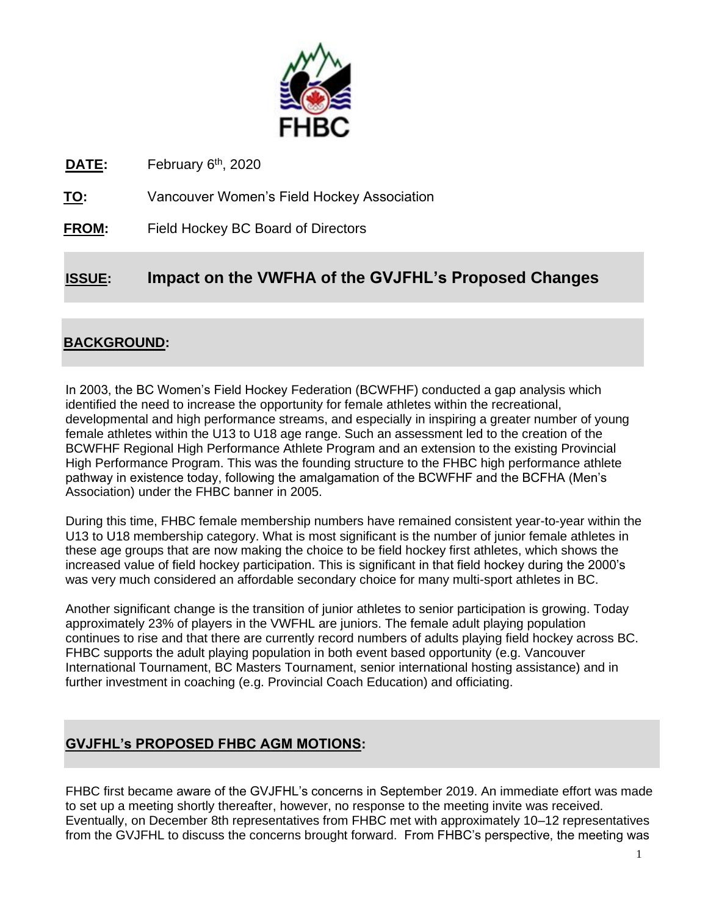**DATE:** February 6th, 2020

**TO:** Vancouver Women's Field Hockey Association

**FROM:** Field Hockey BC Board of Directors

## ISSUE: Impact on the VWFHA of the GVJFHL's Proposed Changes

## BACKGROUND:

In 2003, the BC Women's Field Hockey Federation (BCWFHF) conducted a gap analysis which identified the need to increase the opportunity for female athletes within the recreational, developmental and high performance streams, and especially in inspiring a greater number of young female athletes within the U13 to U18 age range. Such an assessment led to the creation of the BCWFHF Regional High Performance Athlete Program and an extension to the existing Provincial High Performance Program. This was the founding structure to the FHBC high performance athlete pathway in existence today, following the amalgamation of the BCWFHF and the BCFHA (Men's Association) under the FHBC banner in 2005.

During this time, FHBC female membership numbers have remained consistent year-to-year within the U13 to U18 membership category. What is most significant is the number of junior female athletes in these age groups that are now making the choice to be field hockey first athletes, which shows the increased value of field hockey participation. This is significant in that field hockey during the 2000's was very much considered an affordable secondary choice for many multi-sport athletes in BC.

Another significant change is the transition of junior athletes to senior participation is growing. Today approximately 23% of players in the VWFHL are juniors. The female adult playing population continues to rise and that there are currently record numbers of adults playing field hockey across BC. FHBC supports the adult playing population in both event based opportunity (e.g. Vancouver International Tournament, BC Masters Tournament, senior international hosting assistance) and in further investment in coaching (e.g. Provincial Coach Education) and officiating.

## GVJFHL's PROPOSED FHBC AGM MOTIONS:

FHBC first became aware of the GVJFHL's concerns in September 2019. An immediate effort was made to set up a meeting shortly thereafter, however, no response to the meeting invite was received. Eventually, on December 8th representatives from FHBC met with approximately 10–12 representatives from the GVJFHL to discuss the concerns brought forward. From FHBC's perspective, the meeting was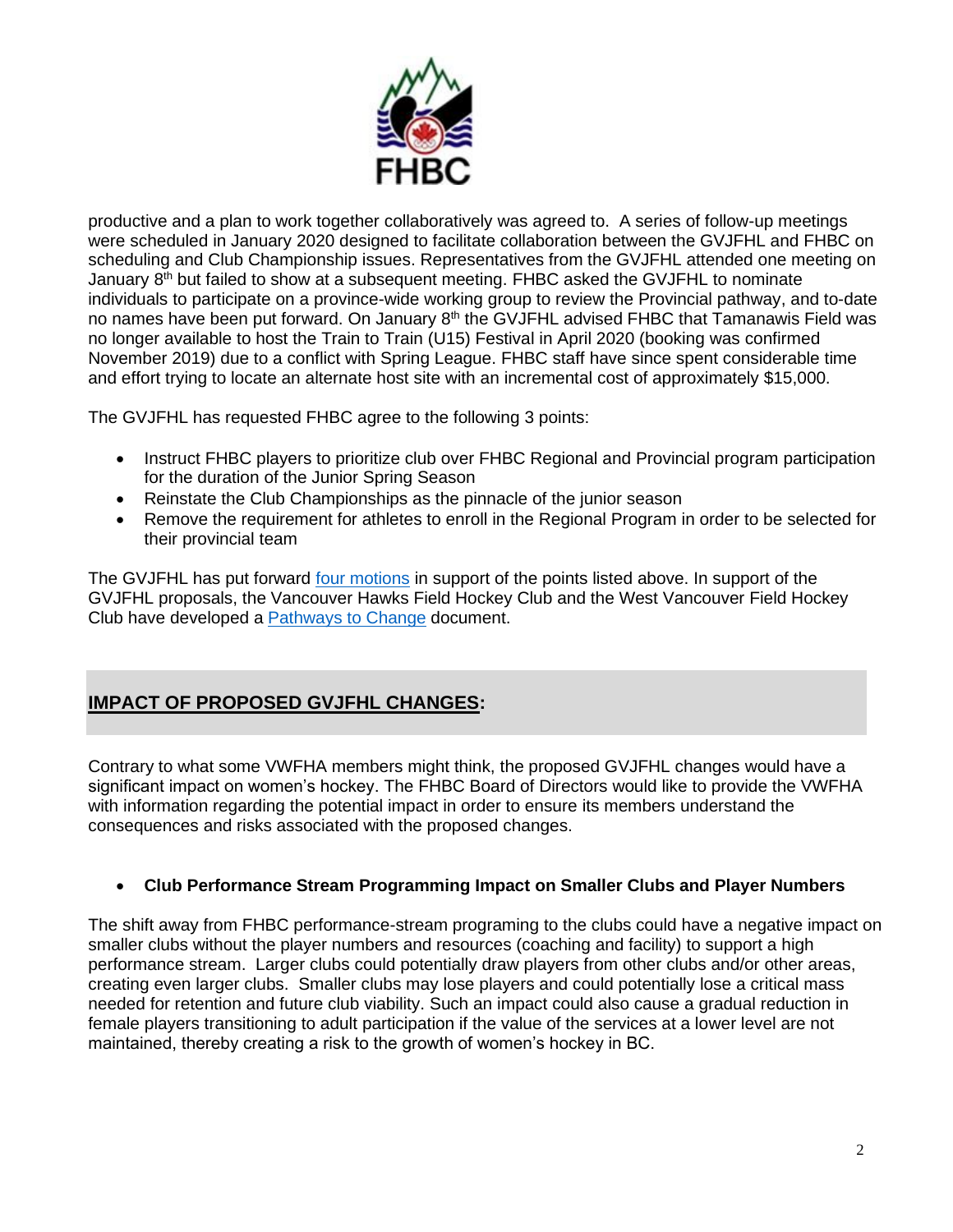productive and a plan to work together collaboratively was agreed to. A series of follow-up meetings were scheduled in January 2020 designed to facilitate collaboration between the GVJFHL and FHBC on scheduling and Club Championship issues. Representatives from the GVJFHL attended one meeting on January 8th but failed to show at a subsequent meeting. FHBC asked the GVJFHL to nominate individuals to participate on a province-wide working group to review the Provincial pathway, and to-date no names have been put forward. On January 8th the GVJFHL advised FHBC that Tamanawis Field was no longer available to host the Train to Train (U15) Festival in April 2020 (booking was confirmed November 2019) due to a conflict with Spring League. FHBC staff have since spent considerable time and effort trying to locate an alternate host site with an incremental cost of approximately $15,000.

The GVJFHL has requested FHBC agree to the following 3 points:

- Instruct FHBC players to prioritize club over FHBC Regional and Provincial program participation for the duration of the Junior Spring Season
- Reinstate the Club Championships as the pinnacle of the junior season
- Remove the requirement for athletes to enroll in the Regional Program in order to be selected for their provincial team

The GVJFHL has put forward four motions in support of the points listed above. In support of the GVJFHL proposals, the Vancouver Hawks Field Hockey Club and the West Vancouver Field Hockey Club have developed a Pathways to Change document.

## IMPACT OF PROPOSED GVJFHL CHANGES:

Contrary to what some VWFHA members might think, the proposed GVJFHL changes would have a significant impact on women's hockey. The FHBC Board of Directors would like to provide the VWFHA with information regarding the potential impact in order to ensure its members understand the consequences and risks associated with the proposed changes.

- **Club Performance Stream Programming Impact on Smaller Clubs and Player Numbers**

The shift away from FHBC performance-stream programing to the clubs could have a negative impact on smaller clubs without the player numbers and resources (coaching and facility) to support a high performance stream. Larger clubs could potentially draw players from other clubs and/or other areas, creating even larger clubs. Smaller clubs may lose players and could potentially lose a critical mass needed for retention and future club viability. Such an impact could also cause a gradual reduction in female players transitioning to adult participation if the value of the services at a lower level are not maintained, thereby creating a risk to the growth of women's hockey in BC.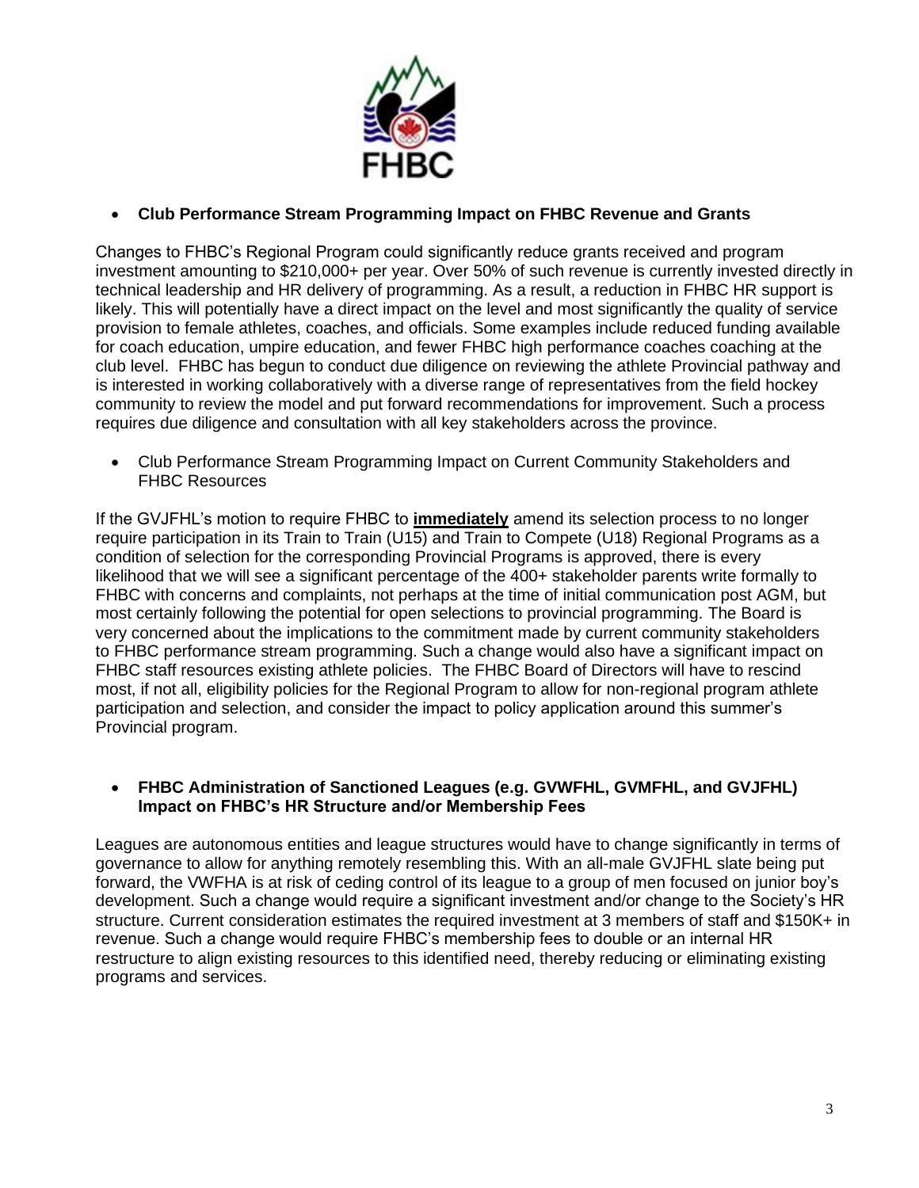- **Club Performance Stream Programming Impact on FHBC Revenue and Grants**

Changes to FHBC's Regional Program could significantly reduce grants received and program investment amounting to $210,000+ per year. Over 50% of such revenue is currently invested directly in technical leadership and HR delivery of programming. As a result, a reduction in FHBC HR support is likely. This will potentially have a direct impact on the level and most significantly the quality of service provision to female athletes, coaches, and officials. Some examples include reduced funding available for coach education, umpire education, and fewer FHBC high performance coaches coaching at the club level. FHBC has begun to conduct due diligence on reviewing the athlete Provincial pathway and is interested in working collaboratively with a diverse range of representatives from the field hockey community to review the model and put forward recommendations for improvement. Such a process requires due diligence and consultation with all key stakeholders across the province.

- Club Performance Stream Programming Impact on Current Community Stakeholders and FHBC Resources

If the GVJFHL's motion to require FHBC to **immediately** amend its selection process to no longer require participation in its Train to Train (U15) and Train to Compete (U18) Regional Programs as a condition of selection for the corresponding Provincial Programs is approved, there is every likelihood that we will see a significant percentage of the 400+ stakeholder parents write formally to FHBC with concerns and complaints, not perhaps at the time of initial communication post AGM, but most certainly following the potential for open selections to provincial programming. The Board is very concerned about the implications to the commitment made by current community stakeholders to FHBC performance stream programming. Such a change would also have a significant impact on FHBC staff resources existing athlete policies. The FHBC Board of Directors will have to rescind most, if not all, eligibility policies for the Regional Program to allow for non-regional program athlete participation and selection, and consider the impact to policy application around this summer's Provincial program.

- **FHBC Administration of Sanctioned Leagues (e.g. GVWFHL, GVMFHL, and GVJFHL) Impact on FHBC's HR Structure and/or Membership Fees**

Leagues are autonomous entities and league structures would have to change significantly in terms of governance to allow for anything remotely resembling this. With an all-male GVJFHL slate being put forward, the VWFHA is at risk of ceding control of its league to a group of men focused on junior boy's development. Such a change would require a significant investment and/or change to the Society's HR structure. Current consideration estimates the required investment at 3 members of staff and $150K+ in revenue. Such a change would require FHBC's membership fees to double or an internal HR restructure to align existing resources to this identified need, thereby reducing or eliminating existing programs and services.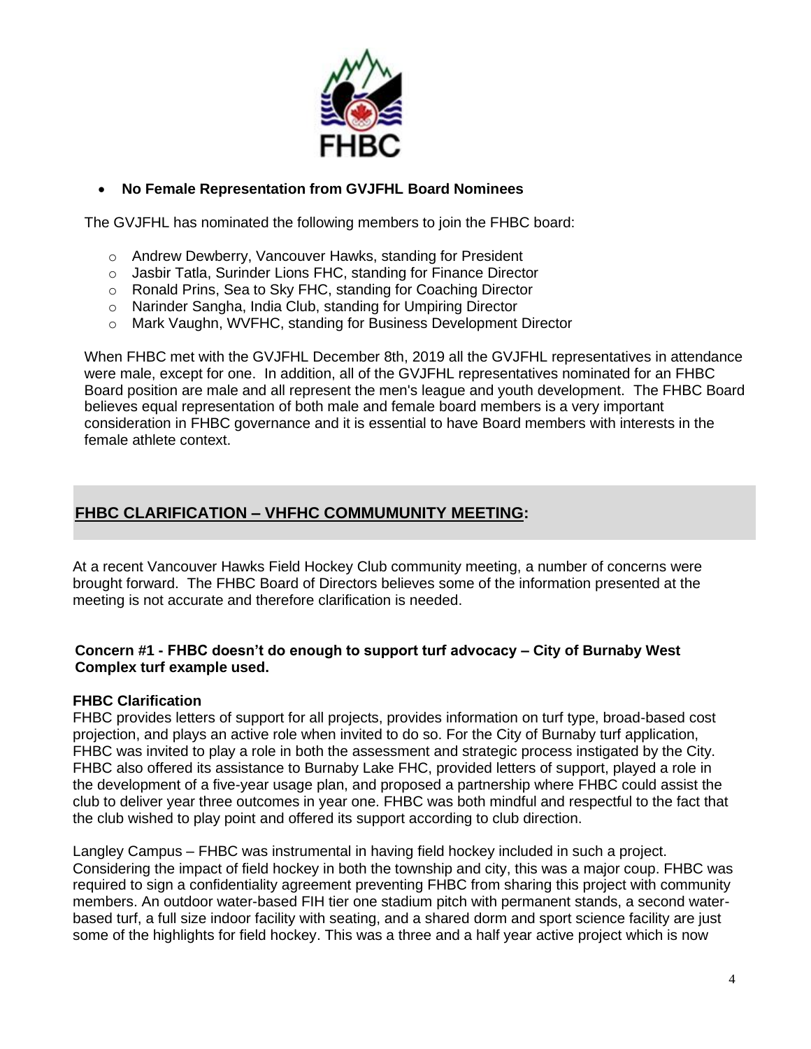- **No Female Representation from GVJFHL Board Nominees**

The GVJFHL has nominated the following members to join the FHBC board:

- Andrew Dewberry, Vancouver Hawks, standing for President
- Jasbir Tatla, Surinder Lions FHC, standing for Finance Director
- Ronald Prins, Sea to Sky FHC, standing for Coaching Director
- Narinder Sangha, India Club, standing for Umpiring Director
- Mark Vaughn, WVFHC, standing for Business Development Director

When FHBC met with the GVJFHL December 8th, 2019 all the GVJFHL representatives in attendance were male, except for one. In addition, all of the GVJFHL representatives nominated for an FHBC Board position are male and all represent the men's league and youth development. The FHBC Board believes equal representation of both male and female board members is a very important consideration in FHBC governance and it is essential to have Board members with interests in the female athlete context.

## FHBC CLARIFICATION – VHFHC COMMUMUNITY MEETING:

At a recent Vancouver Hawks Field Hockey Club community meeting, a number of concerns were brought forward. The FHBC Board of Directors believes some of the information presented at the meeting is not accurate and therefore clarification is needed.

**Concern #1 - FHBC doesn't do enough to support turf advocacy – City of Burnaby West Complex turf example used.**

**FHBC Clarification**

FHBC provides letters of support for all projects, provides information on turf type, broad-based cost projection, and plays an active role when invited to do so. For the City of Burnaby turf application, FHBC was invited to play a role in both the assessment and strategic process instigated by the City. FHBC also offered its assistance to Burnaby Lake FHC, provided letters of support, played a role in the development of a five-year usage plan, and proposed a partnership where FHBC could assist the club to deliver year three outcomes in year one. FHBC was both mindful and respectful to the fact that the club wished to play point and offered its support according to club direction.

Langley Campus – FHBC was instrumental in having field hockey included in such a project. Considering the impact of field hockey in both the township and city, this was a major coup. FHBC was required to sign a confidentiality agreement preventing FHBC from sharing this project with community members. An outdoor water-based FIH tier one stadium pitch with permanent stands, a second water-based turf, a full size indoor facility with seating, and a shared dorm and sport science facility are just some of the highlights for field hockey. This was a three and a half year active project which is now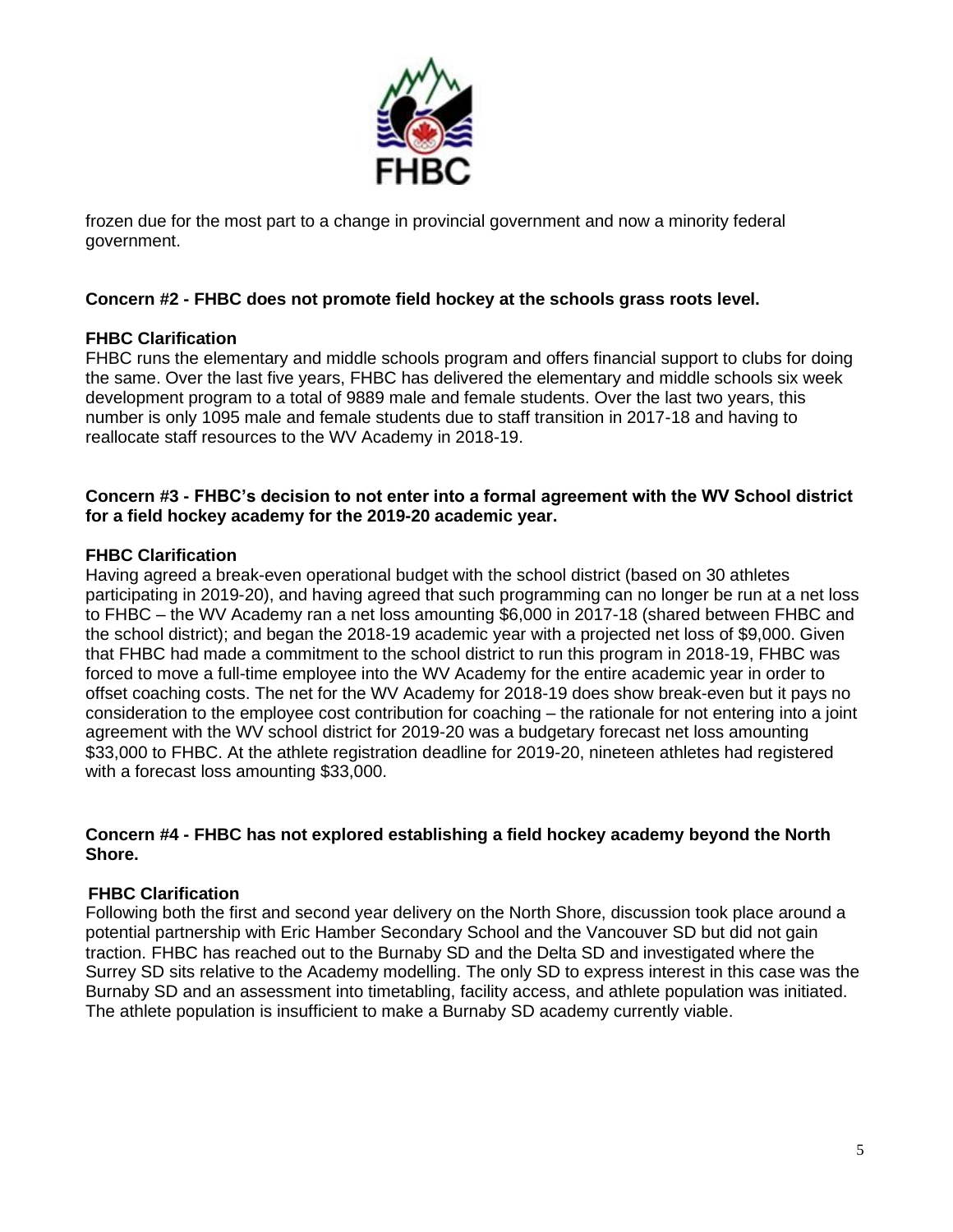frozen due for the most part to a change in provincial government and now a minority federal government.

**Concern #2 - FHBC does not promote field hockey at the schools grass roots level.**

**FHBC Clarification**

FHBC runs the elementary and middle schools program and offers financial support to clubs for doing the same. Over the last five years, FHBC has delivered the elementary and middle schools six week development program to a total of 9889 male and female students. Over the last two years, this number is only 1095 male and female students due to staff transition in 2017-18 and having to reallocate staff resources to the WV Academy in 2018-19.

**Concern #3 - FHBC's decision to not enter into a formal agreement with the WV School district for a field hockey academy for the 2019-20 academic year.**

**FHBC Clarification**

Having agreed a break-even operational budget with the school district (based on 30 athletes participating in 2019-20), and having agreed that such programming can no longer be run at a net loss to FHBC – the WV Academy ran a net loss amounting $6,000 in 2017-18 (shared between FHBC and the school district); and began the 2018-19 academic year with a projected net loss of $9,000. Given that FHBC had made a commitment to the school district to run this program in 2018-19, FHBC was forced to move a full-time employee into the WV Academy for the entire academic year in order to offset coaching costs. The net for the WV Academy for 2018-19 does show break-even but it pays no consideration to the employee cost contribution for coaching – the rationale for not entering into a joint agreement with the WV school district for 2019-20 was a budgetary forecast net loss amounting $33,000 to FHBC. At the athlete registration deadline for 2019-20, nineteen athletes had registered with a forecast loss amounting $33,000.

**Concern #4 - FHBC has not explored establishing a field hockey academy beyond the North Shore.**

**FHBC Clarification**

Following both the first and second year delivery on the North Shore, discussion took place around a potential partnership with Eric Hamber Secondary School and the Vancouver SD but did not gain traction. FHBC has reached out to the Burnaby SD and the Delta SD and investigated where the Surrey SD sits relative to the Academy modelling. The only SD to express interest in this case was the Burnaby SD and an assessment into timetabling, facility access, and athlete population was initiated. The athlete population is insufficient to make a Burnaby SD academy currently viable.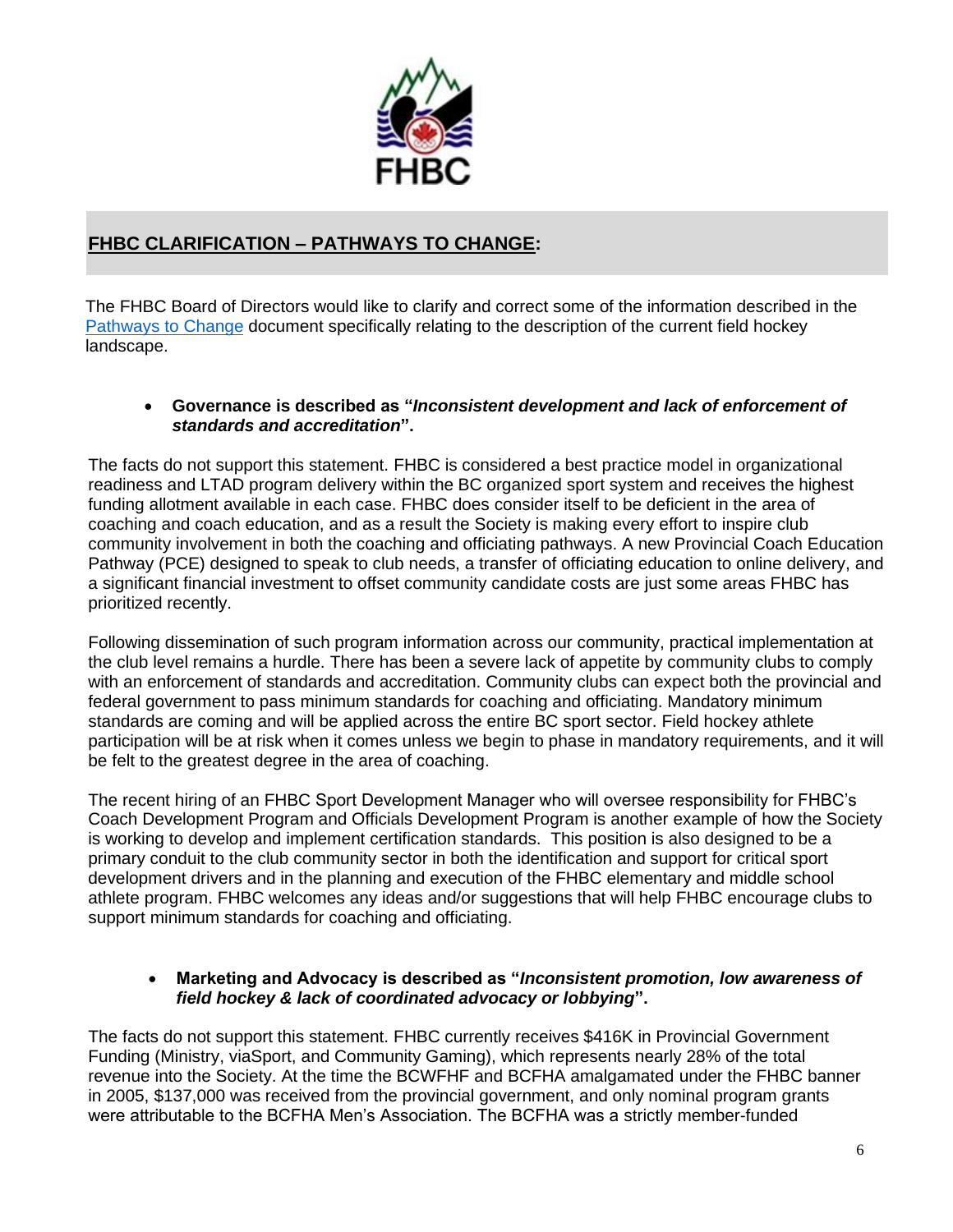## FHBC CLARIFICATION – PATHWAYS TO CHANGE:

The FHBC Board of Directors would like to clarify and correct some of the information described in the Pathways to Change document specifically relating to the description of the current field hockey landscape.

- **Governance is described as "*Inconsistent development and lack of enforcement of standards and accreditation*".**

The facts do not support this statement. FHBC is considered a best practice model in organizational readiness and LTAD program delivery within the BC organized sport system and receives the highest funding allotment available in each case. FHBC does consider itself to be deficient in the area of coaching and coach education, and as a result the Society is making every effort to inspire club community involvement in both the coaching and officiating pathways. A new Provincial Coach Education Pathway (PCE) designed to speak to club needs, a transfer of officiating education to online delivery, and a significant financial investment to offset community candidate costs are just some areas FHBC has prioritized recently.

Following dissemination of such program information across our community, practical implementation at the club level remains a hurdle. There has been a severe lack of appetite by community clubs to comply with an enforcement of standards and accreditation. Community clubs can expect both the provincial and federal government to pass minimum standards for coaching and officiating. Mandatory minimum standards are coming and will be applied across the entire BC sport sector. Field hockey athlete participation will be at risk when it comes unless we begin to phase in mandatory requirements, and it will be felt to the greatest degree in the area of coaching.

The recent hiring of an FHBC Sport Development Manager who will oversee responsibility for FHBC's Coach Development Program and Officials Development Program is another example of how the Society is working to develop and implement certification standards. This position is also designed to be a primary conduit to the club community sector in both the identification and support for critical sport development drivers and in the planning and execution of the FHBC elementary and middle school athlete program. FHBC welcomes any ideas and/or suggestions that will help FHBC encourage clubs to support minimum standards for coaching and officiating.

- **Marketing and Advocacy is described as "*Inconsistent promotion, low awareness of field hockey & lack of coordinated advocacy or lobbying*".**

The facts do not support this statement. FHBC currently receives $416K in Provincial Government Funding (Ministry, viaSport, and Community Gaming), which represents nearly 28% of the total revenue into the Society. At the time the BCWFHF and BCFHA amalgamated under the FHBC banner in 2005, $137,000 was received from the provincial government, and only nominal program grants were attributable to the BCFHA Men's Association. The BCFHA was a strictly member-funded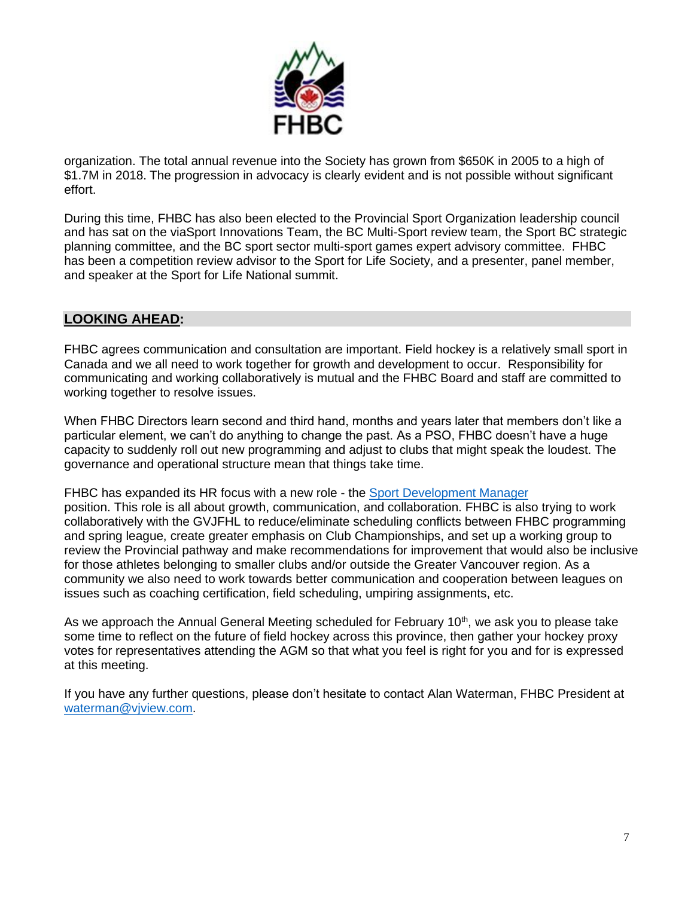organization. The total annual revenue into the Society has grown from $650K in 2005 to a high of $1.7M in 2018. The progression in advocacy is clearly evident and is not possible without significant effort.

During this time, FHBC has also been elected to the Provincial Sport Organization leadership council and has sat on the viaSport Innovations Team, the BC Multi-Sport review team, the Sport BC strategic planning committee, and the BC sport sector multi-sport games expert advisory committee. FHBC has been a competition review advisor to the Sport for Life Society, and a presenter, panel member, and speaker at the Sport for Life National summit.

## **LOOKING AHEAD:**

FHBC agrees communication and consultation are important. Field hockey is a relatively small sport in Canada and we all need to work together for growth and development to occur. Responsibility for communicating and working collaboratively is mutual and the FHBC Board and staff are committed to working together to resolve issues.

When FHBC Directors learn second and third hand, months and years later that members don't like a particular element, we can't do anything to change the past. As a PSO, FHBC doesn't have a huge capacity to suddenly roll out new programming and adjust to clubs that might speak the loudest. The governance and operational structure mean that things take time.

FHBC has expanded its HR focus with a new role - the Sport Development Manager position. This role is all about growth, communication, and collaboration. FHBC is also trying to work collaboratively with the GVJFHL to reduce/eliminate scheduling conflicts between FHBC programming and spring league, create greater emphasis on Club Championships, and set up a working group to review the Provincial pathway and make recommendations for improvement that would also be inclusive for those athletes belonging to smaller clubs and/or outside the Greater Vancouver region. As a community we also need to work towards better communication and cooperation between leagues on issues such as coaching certification, field scheduling, umpiring assignments, etc.

As we approach the Annual General Meeting scheduled for February 10th, we ask you to please take some time to reflect on the future of field hockey across this province, then gather your hockey proxy votes for representatives attending the AGM so that what you feel is right for you and for is expressed at this meeting.

If you have any further questions, please don't hesitate to contact Alan Waterman, FHBC President at waterman@vjview.com.